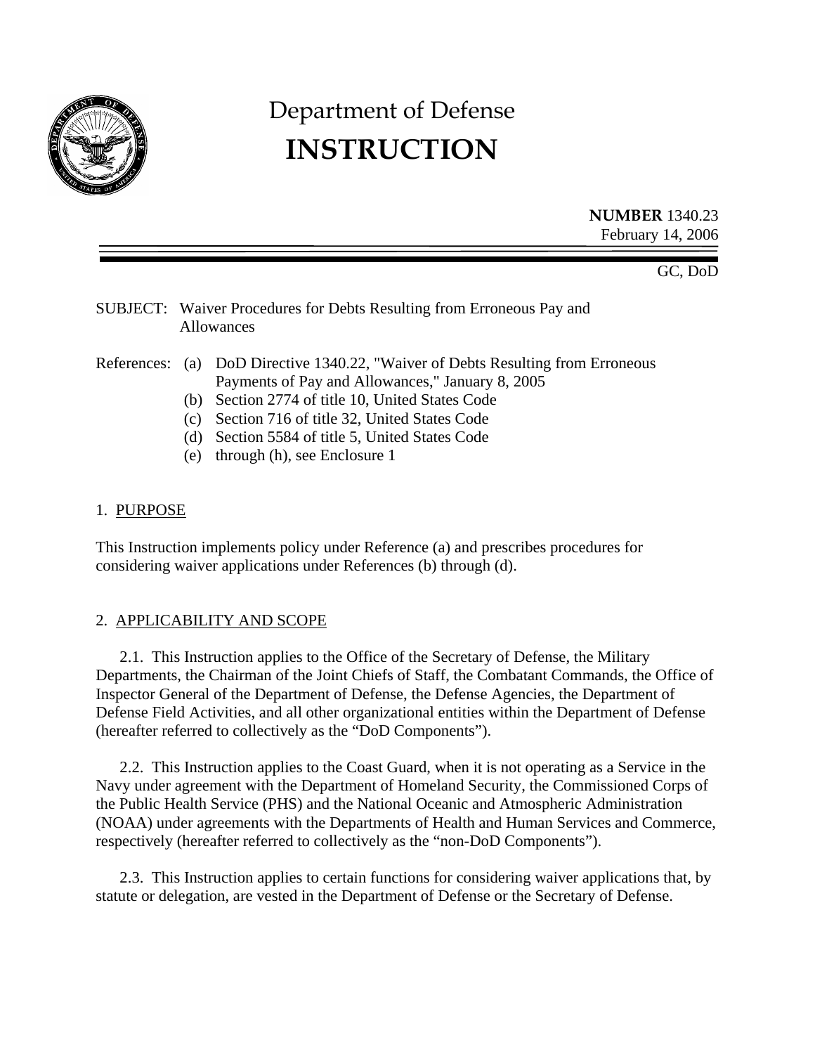# Department of Defense
# INSTRUCTION

**NUMBER** 1340.23
February 14, 2006

GC, DoD

SUBJECT: Waiver Procedures for Debts Resulting from Erroneous Pay and Allowances

References:
(a) DoD Directive 1340.22, "Waiver of Debts Resulting from Erroneous Payments of Pay and Allowances," January 8, 2005
(b) Section 2774 of title 10, United States Code
(c) Section 716 of title 32, United States Code
(d) Section 5584 of title 5, United States Code
(e) through (h), see Enclosure 1

## 1. PURPOSE

This Instruction implements policy under Reference (a) and prescribes procedures for considering waiver applications under References (b) through (d).

## 2. APPLICABILITY AND SCOPE

2.1. This Instruction applies to the Office of the Secretary of Defense, the Military Departments, the Chairman of the Joint Chiefs of Staff, the Combatant Commands, the Office of Inspector General of the Department of Defense, the Defense Agencies, the Department of Defense Field Activities, and all other organizational entities within the Department of Defense (hereafter referred to collectively as the "DoD Components").

2.2. This Instruction applies to the Coast Guard, when it is not operating as a Service in the Navy under agreement with the Department of Homeland Security, the Commissioned Corps of the Public Health Service (PHS) and the National Oceanic and Atmospheric Administration (NOAA) under agreements with the Departments of Health and Human Services and Commerce, respectively (hereafter referred to collectively as the "non-DoD Components").

2.3. This Instruction applies to certain functions for considering waiver applications that, by statute or delegation, are vested in the Department of Defense or the Secretary of Defense.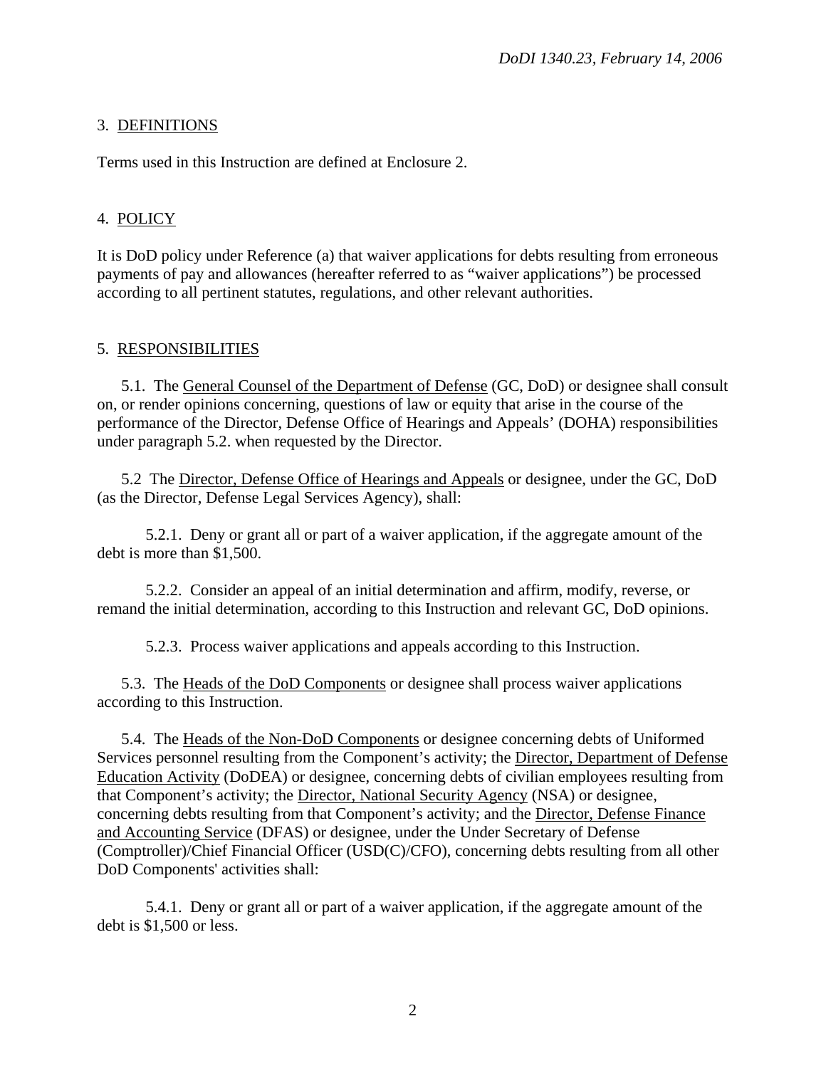## 3. DEFINITIONS

Terms used in this Instruction are defined at Enclosure 2.

## 4. POLICY

It is DoD policy under Reference (a) that waiver applications for debts resulting from erroneous payments of pay and allowances (hereafter referred to as "waiver applications") be processed according to all pertinent statutes, regulations, and other relevant authorities.

## 5. RESPONSIBILITIES

5.1. The General Counsel of the Department of Defense (GC, DoD) or designee shall consult on, or render opinions concerning, questions of law or equity that arise in the course of the performance of the Director, Defense Office of Hearings and Appeals' (DOHA) responsibilities under paragraph 5.2. when requested by the Director.

5.2 The Director, Defense Office of Hearings and Appeals or designee, under the GC, DoD (as the Director, Defense Legal Services Agency), shall:

5.2.1. Deny or grant all or part of a waiver application, if the aggregate amount of the debt is more than $1,500.

5.2.2. Consider an appeal of an initial determination and affirm, modify, reverse, or remand the initial determination, according to this Instruction and relevant GC, DoD opinions.

5.2.3. Process waiver applications and appeals according to this Instruction.

5.3. The Heads of the DoD Components or designee shall process waiver applications according to this Instruction.

5.4. The Heads of the Non-DoD Components or designee concerning debts of Uniformed Services personnel resulting from the Component's activity; the Director, Department of Defense Education Activity (DoDEA) or designee, concerning debts of civilian employees resulting from that Component's activity; the Director, National Security Agency (NSA) or designee, concerning debts resulting from that Component's activity; and the Director, Defense Finance and Accounting Service (DFAS) or designee, under the Under Secretary of Defense (Comptroller)/Chief Financial Officer (USD(C)/CFO), concerning debts resulting from all other DoD Components' activities shall:

5.4.1. Deny or grant all or part of a waiver application, if the aggregate amount of the debt is $1,500 or less.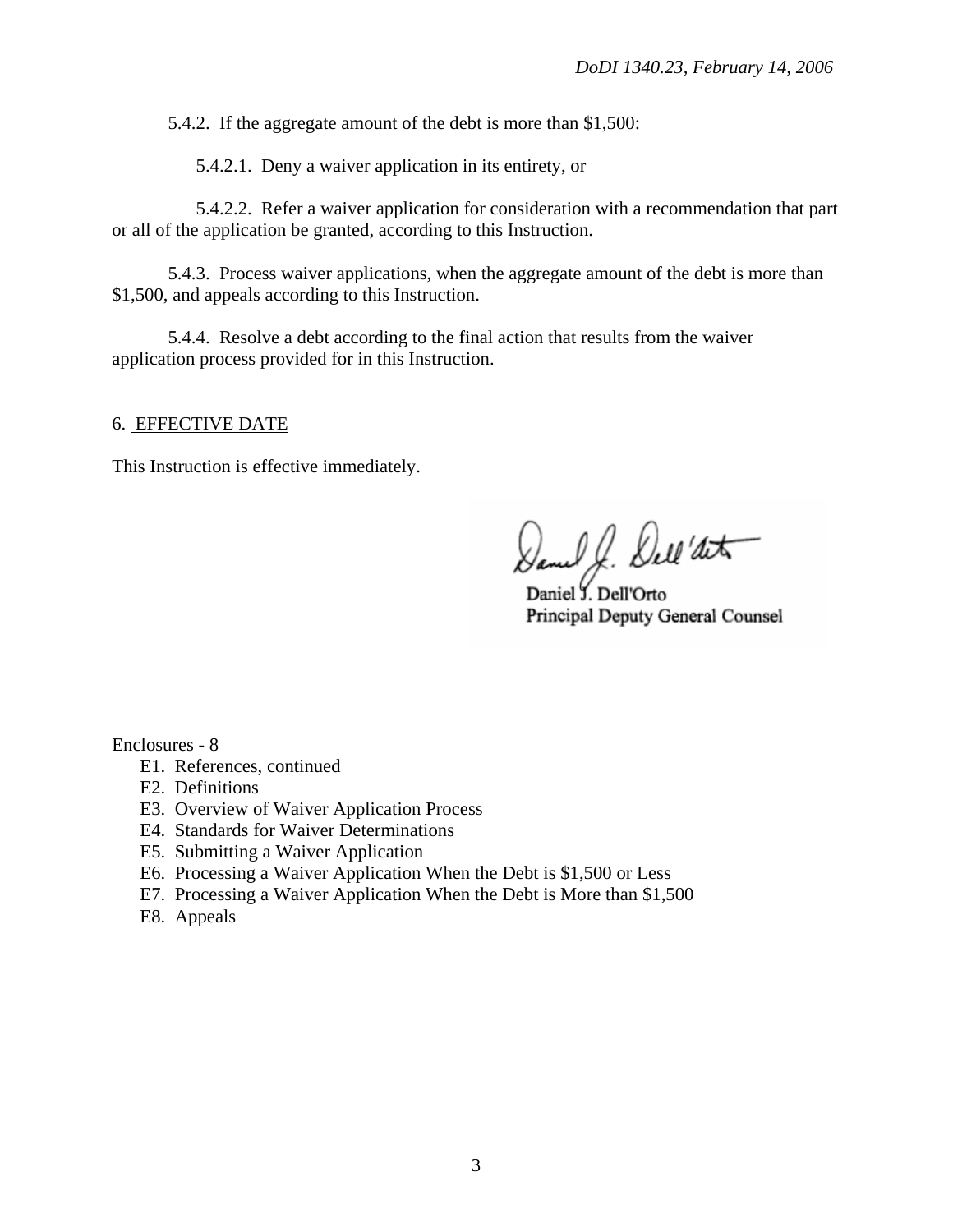5.4.2. If the aggregate amount of the debt is more than $1,500:

5.4.2.1. Deny a waiver application in its entirety, or

5.4.2.2. Refer a waiver application for consideration with a recommendation that part or all of the application be granted, according to this Instruction.

5.4.3. Process waiver applications, when the aggregate amount of the debt is more than $1,500, and appeals according to this Instruction.

5.4.4. Resolve a debt according to the final action that results from the waiver application process provided for in this Instruction.

## 6. EFFECTIVE DATE

This Instruction is effective immediately.

Daniel J. Dell'Orto
Principal Deputy General Counsel

Enclosures - 8

- E1. References, continued
- E2. Definitions
- E3. Overview of Waiver Application Process
- E4. Standards for Waiver Determinations
- E5. Submitting a Waiver Application
- E6. Processing a Waiver Application When the Debt is $1,500 or Less
- E7. Processing a Waiver Application When the Debt is More than $1,500
- E8. Appeals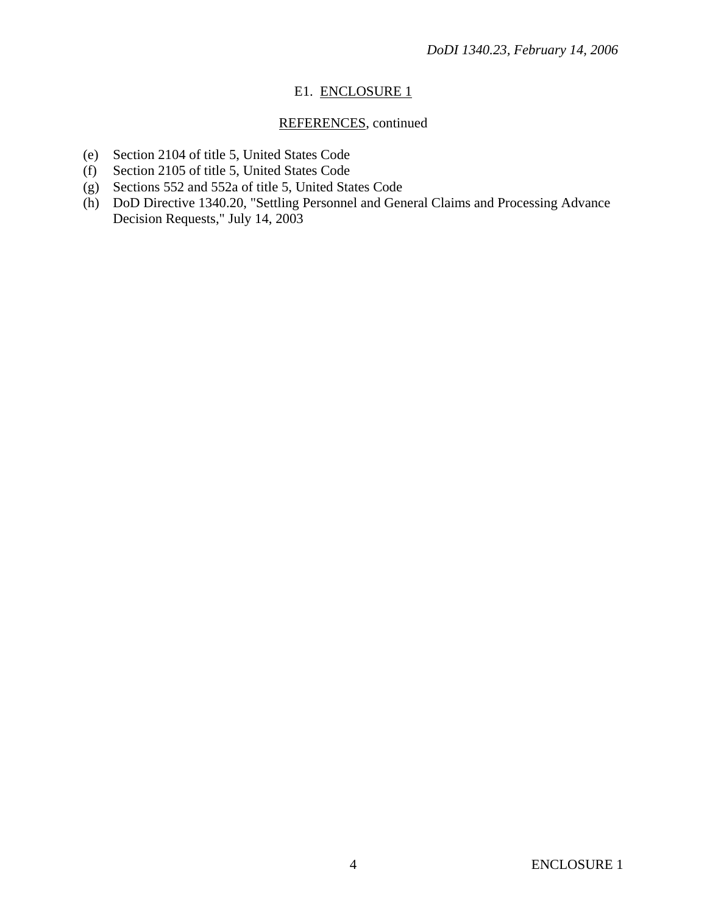E1. ENCLOSURE 1

REFERENCES, continued

(e) Section 2104 of title 5, United States Code
(f) Section 2105 of title 5, United States Code
(g) Sections 552 and 552a of title 5, United States Code
(h) DoD Directive 1340.20, "Settling Personnel and General Claims and Processing Advance Decision Requests," July 14, 2003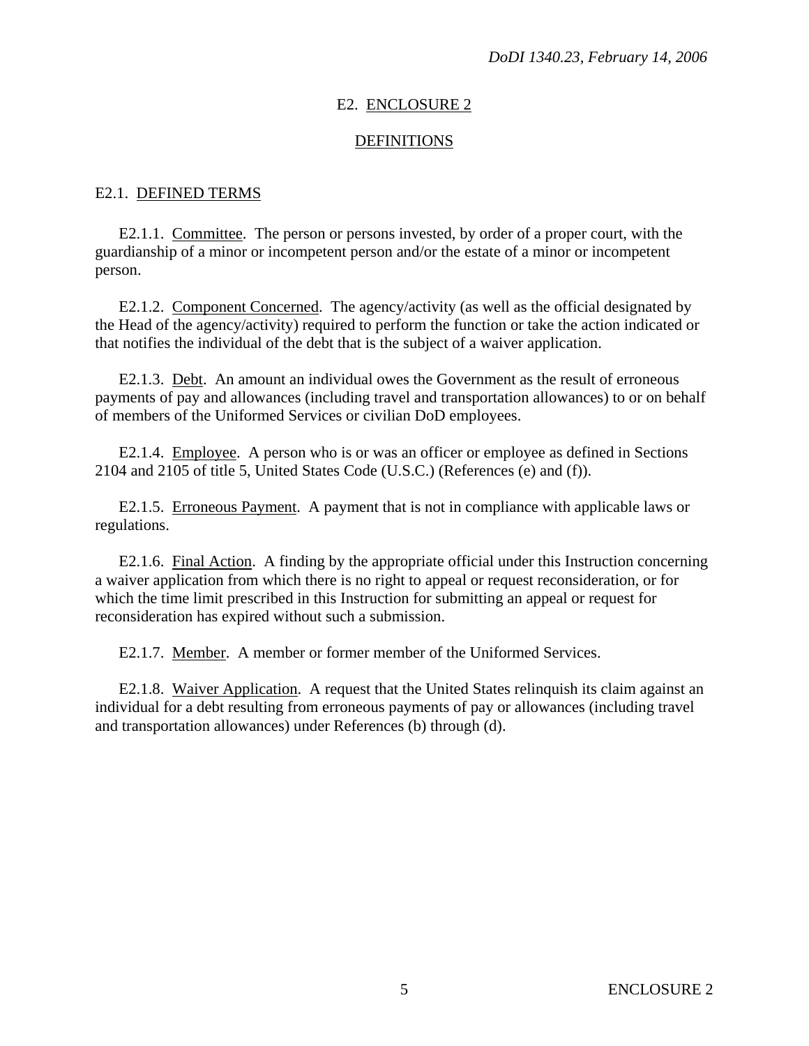## E2. ENCLOSURE 2

## DEFINITIONS

### E2.1. DEFINED TERMS

E2.1.1. Committee. The person or persons invested, by order of a proper court, with the guardianship of a minor or incompetent person and/or the estate of a minor or incompetent person.

E2.1.2. Component Concerned. The agency/activity (as well as the official designated by the Head of the agency/activity) required to perform the function or take the action indicated or that notifies the individual of the debt that is the subject of a waiver application.

E2.1.3. Debt. An amount an individual owes the Government as the result of erroneous payments of pay and allowances (including travel and transportation allowances) to or on behalf of members of the Uniformed Services or civilian DoD employees.

E2.1.4. Employee. A person who is or was an officer or employee as defined in Sections 2104 and 2105 of title 5, United States Code (U.S.C.) (References (e) and (f)).

E2.1.5. Erroneous Payment. A payment that is not in compliance with applicable laws or regulations.

E2.1.6. Final Action. A finding by the appropriate official under this Instruction concerning a waiver application from which there is no right to appeal or request reconsideration, or for which the time limit prescribed in this Instruction for submitting an appeal or request for reconsideration has expired without such a submission.

E2.1.7. Member. A member or former member of the Uniformed Services.

E2.1.8. Waiver Application. A request that the United States relinquish its claim against an individual for a debt resulting from erroneous payments of pay or allowances (including travel and transportation allowances) under References (b) through (d).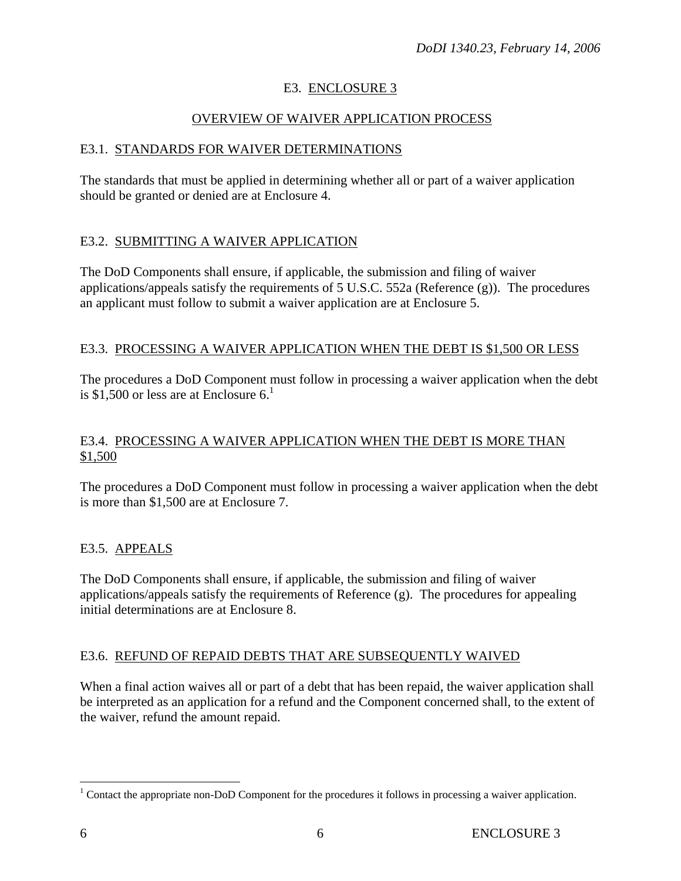## E3. ENCLOSURE 3

### OVERVIEW OF WAIVER APPLICATION PROCESS

#### E3.1. STANDARDS FOR WAIVER DETERMINATIONS

The standards that must be applied in determining whether all or part of a waiver application should be granted or denied are at Enclosure 4.

#### E3.2. SUBMITTING A WAIVER APPLICATION

The DoD Components shall ensure, if applicable, the submission and filing of waiver applications/appeals satisfy the requirements of 5 U.S.C. 552a (Reference (g)). The procedures an applicant must follow to submit a waiver application are at Enclosure 5.

#### E3.3. PROCESSING A WAIVER APPLICATION WHEN THE DEBT IS $1,500 OR LESS

The procedures a DoD Component must follow in processing a waiver application when the debt is $1,500 or less are at Enclosure 6.[1]

#### E3.4. PROCESSING A WAIVER APPLICATION WHEN THE DEBT IS MORE THAN $1,500

The procedures a DoD Component must follow in processing a waiver application when the debt is more than $1,500 are at Enclosure 7.

#### E3.5. APPEALS

The DoD Components shall ensure, if applicable, the submission and filing of waiver applications/appeals satisfy the requirements of Reference (g). The procedures for appealing initial determinations are at Enclosure 8.

#### E3.6. REFUND OF REPAID DEBTS THAT ARE SUBSEQUENTLY WAIVED

When a final action waives all or part of a debt that has been repaid, the waiver application shall be interpreted as an application for a refund and the Component concerned shall, to the extent of the waiver, refund the amount repaid.

---

[1] Contact the appropriate non-DoD Component for the procedures it follows in processing a waiver application.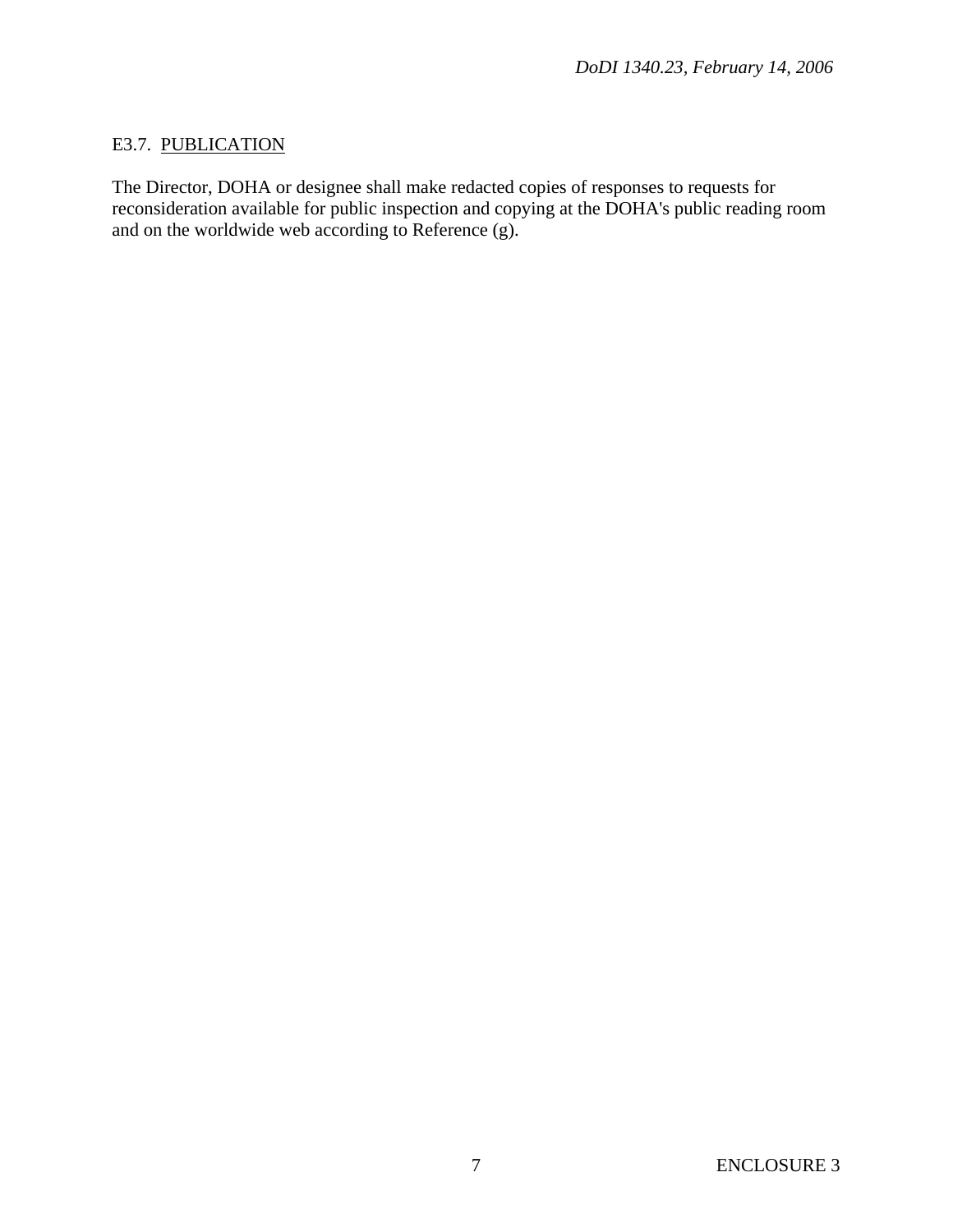E3.7. PUBLICATION

The Director, DOHA or designee shall make redacted copies of responses to requests for reconsideration available for public inspection and copying at the DOHA's public reading room and on the worldwide web according to Reference (g).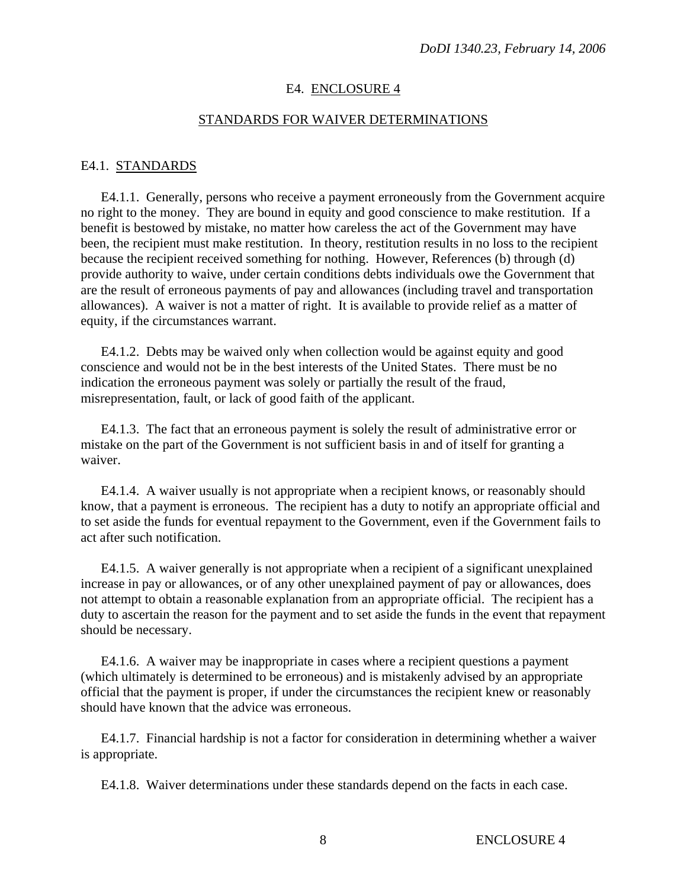## E4. ENCLOSURE 4

## STANDARDS FOR WAIVER DETERMINATIONS

### E4.1. STANDARDS

E4.1.1. Generally, persons who receive a payment erroneously from the Government acquire no right to the money. They are bound in equity and good conscience to make restitution. If a benefit is bestowed by mistake, no matter how careless the act of the Government may have been, the recipient must make restitution. In theory, restitution results in no loss to the recipient because the recipient received something for nothing. However, References (b) through (d) provide authority to waive, under certain conditions debts individuals owe the Government that are the result of erroneous payments of pay and allowances (including travel and transportation allowances). A waiver is not a matter of right. It is available to provide relief as a matter of equity, if the circumstances warrant.

E4.1.2. Debts may be waived only when collection would be against equity and good conscience and would not be in the best interests of the United States. There must be no indication the erroneous payment was solely or partially the result of the fraud, misrepresentation, fault, or lack of good faith of the applicant.

E4.1.3. The fact that an erroneous payment is solely the result of administrative error or mistake on the part of the Government is not sufficient basis in and of itself for granting a waiver.

E4.1.4. A waiver usually is not appropriate when a recipient knows, or reasonably should know, that a payment is erroneous. The recipient has a duty to notify an appropriate official and to set aside the funds for eventual repayment to the Government, even if the Government fails to act after such notification.

E4.1.5. A waiver generally is not appropriate when a recipient of a significant unexplained increase in pay or allowances, or of any other unexplained payment of pay or allowances, does not attempt to obtain a reasonable explanation from an appropriate official. The recipient has a duty to ascertain the reason for the payment and to set aside the funds in the event that repayment should be necessary.

E4.1.6. A waiver may be inappropriate in cases where a recipient questions a payment (which ultimately is determined to be erroneous) and is mistakenly advised by an appropriate official that the payment is proper, if under the circumstances the recipient knew or reasonably should have known that the advice was erroneous.

E4.1.7. Financial hardship is not a factor for consideration in determining whether a waiver is appropriate.

E4.1.8. Waiver determinations under these standards depend on the facts in each case.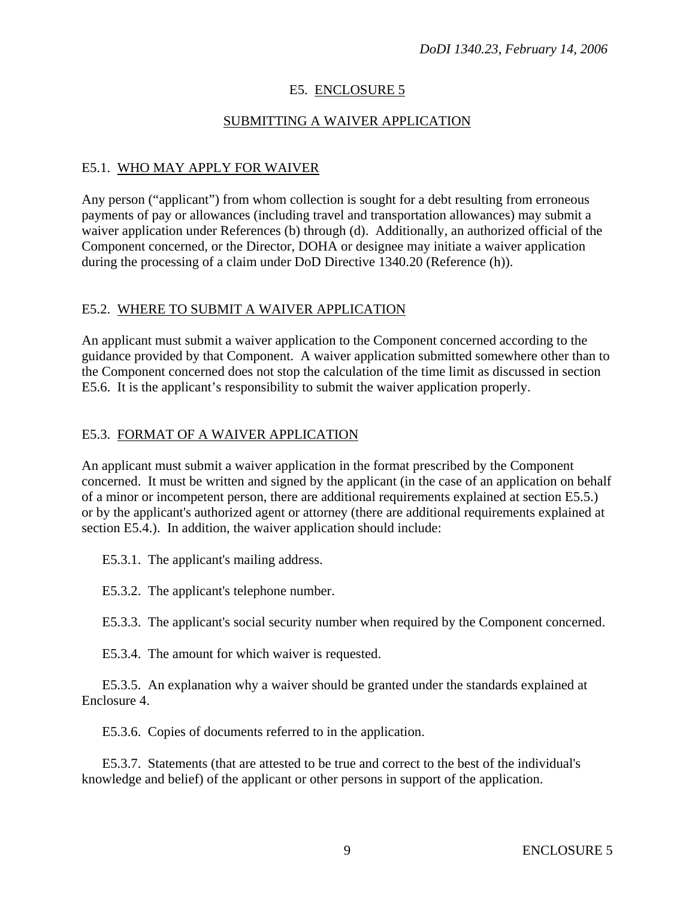## E5. ENCLOSURE 5

## SUBMITTING A WAIVER APPLICATION

### E5.1. WHO MAY APPLY FOR WAIVER

Any person ("applicant") from whom collection is sought for a debt resulting from erroneous payments of pay or allowances (including travel and transportation allowances) may submit a waiver application under References (b) through (d). Additionally, an authorized official of the Component concerned, or the Director, DOHA or designee may initiate a waiver application during the processing of a claim under DoD Directive 1340.20 (Reference (h)).

### E5.2. WHERE TO SUBMIT A WAIVER APPLICATION

An applicant must submit a waiver application to the Component concerned according to the guidance provided by that Component. A waiver application submitted somewhere other than to the Component concerned does not stop the calculation of the time limit as discussed in section E5.6. It is the applicant's responsibility to submit the waiver application properly.

### E5.3. FORMAT OF A WAIVER APPLICATION

An applicant must submit a waiver application in the format prescribed by the Component concerned. It must be written and signed by the applicant (in the case of an application on behalf of a minor or incompetent person, there are additional requirements explained at section E5.5.) or by the applicant's authorized agent or attorney (there are additional requirements explained at section E5.4.). In addition, the waiver application should include:

E5.3.1. The applicant's mailing address.

E5.3.2. The applicant's telephone number.

E5.3.3. The applicant's social security number when required by the Component concerned.

E5.3.4. The amount for which waiver is requested.

E5.3.5. An explanation why a waiver should be granted under the standards explained at Enclosure 4.

E5.3.6. Copies of documents referred to in the application.

E5.3.7. Statements (that are attested to be true and correct to the best of the individual's knowledge and belief) of the applicant or other persons in support of the application.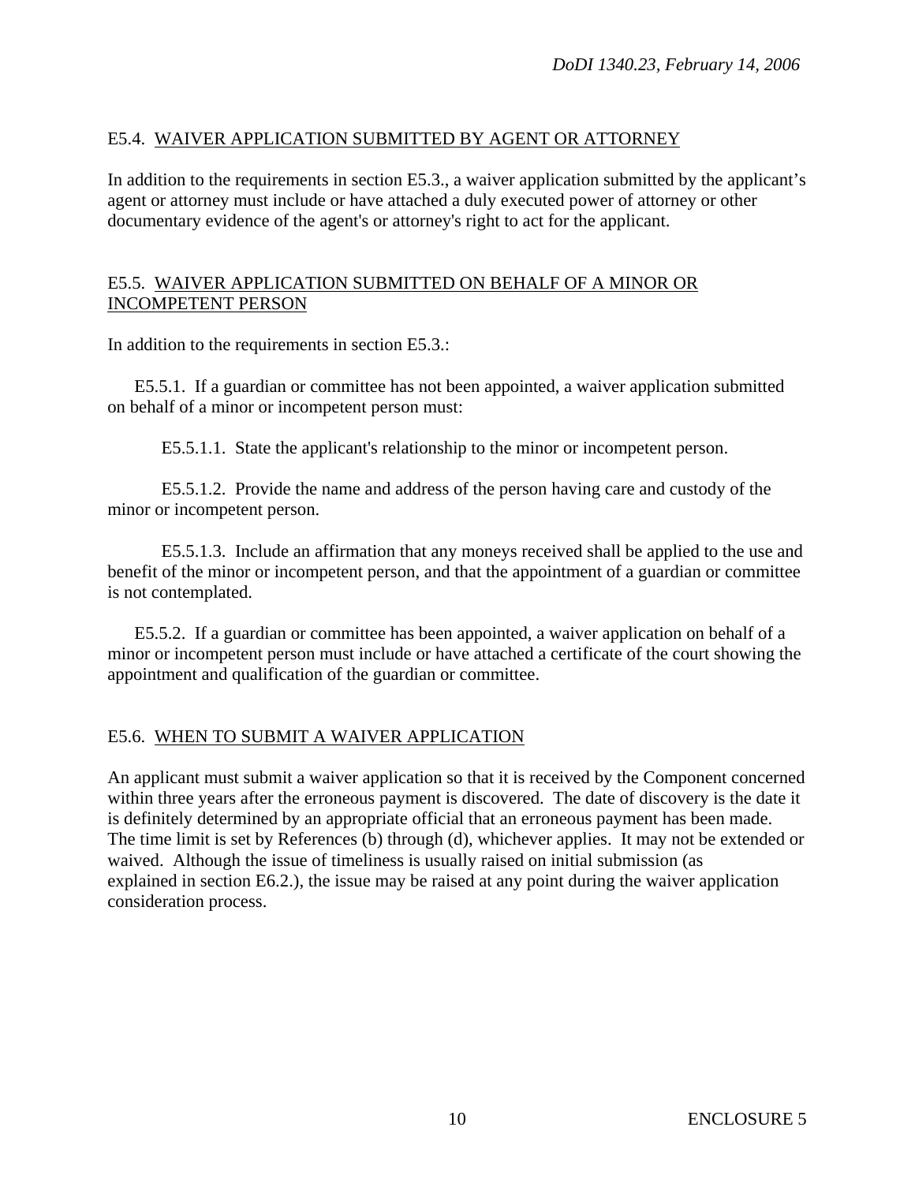## E5.4. WAIVER APPLICATION SUBMITTED BY AGENT OR ATTORNEY

In addition to the requirements in section E5.3., a waiver application submitted by the applicant's agent or attorney must include or have attached a duly executed power of attorney or other documentary evidence of the agent's or attorney's right to act for the applicant.

## E5.5. WAIVER APPLICATION SUBMITTED ON BEHALF OF A MINOR OR INCOMPETENT PERSON

In addition to the requirements in section E5.3.:

E5.5.1. If a guardian or committee has not been appointed, a waiver application submitted on behalf of a minor or incompetent person must:

E5.5.1.1. State the applicant's relationship to the minor or incompetent person.

E5.5.1.2. Provide the name and address of the person having care and custody of the minor or incompetent person.

E5.5.1.3. Include an affirmation that any moneys received shall be applied to the use and benefit of the minor or incompetent person, and that the appointment of a guardian or committee is not contemplated.

E5.5.2. If a guardian or committee has been appointed, a waiver application on behalf of a minor or incompetent person must include or have attached a certificate of the court showing the appointment and qualification of the guardian or committee.

## E5.6. WHEN TO SUBMIT A WAIVER APPLICATION

An applicant must submit a waiver application so that it is received by the Component concerned within three years after the erroneous payment is discovered. The date of discovery is the date it is definitely determined by an appropriate official that an erroneous payment has been made. The time limit is set by References (b) through (d), whichever applies. It may not be extended or waived. Although the issue of timeliness is usually raised on initial submission (as explained in section E6.2.), the issue may be raised at any point during the waiver application consideration process.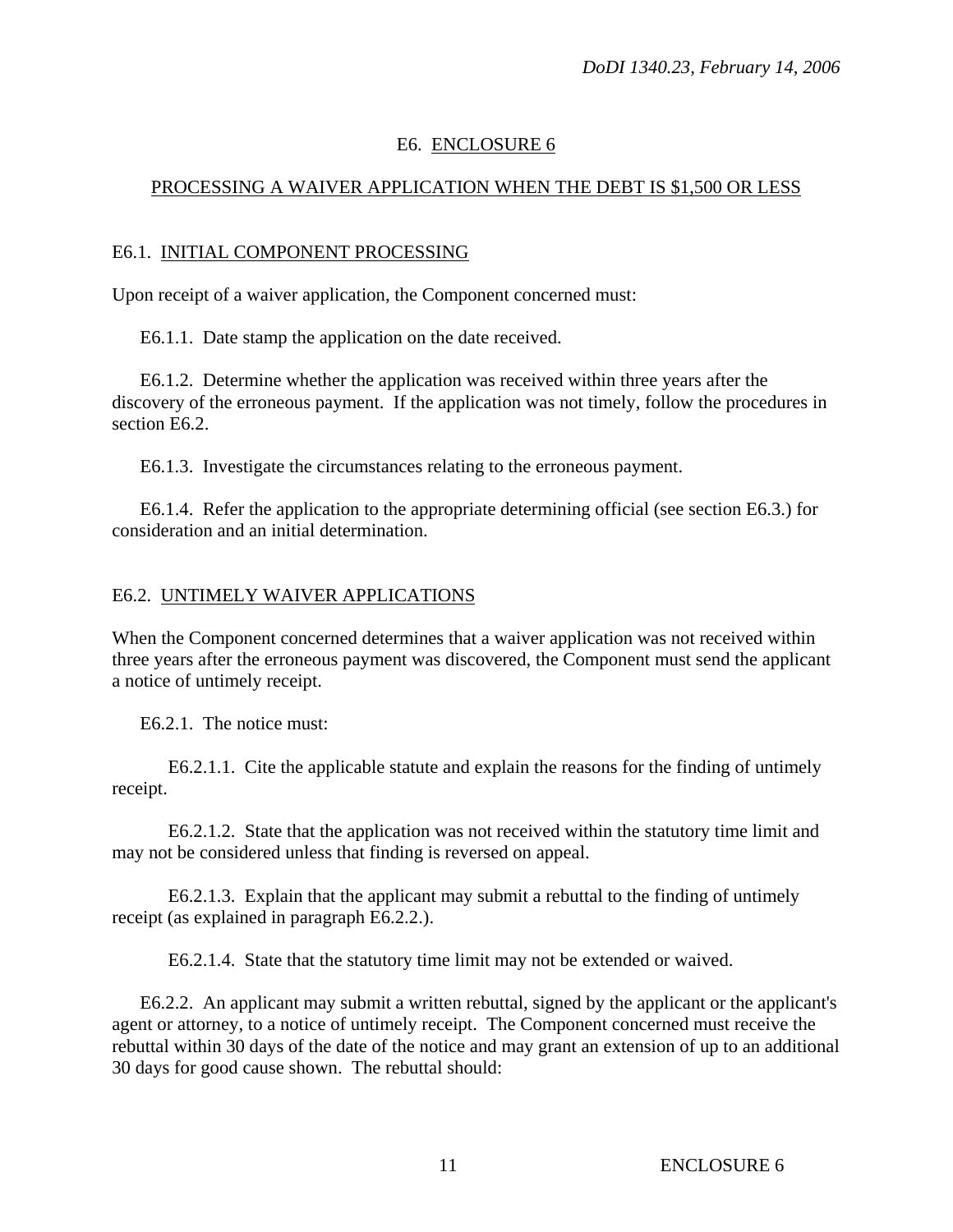# E6. ENCLOSURE 6

## PROCESSING A WAIVER APPLICATION WHEN THE DEBT IS $1,500 OR LESS

### E6.1. INITIAL COMPONENT PROCESSING

Upon receipt of a waiver application, the Component concerned must:

E6.1.1. Date stamp the application on the date received.

E6.1.2. Determine whether the application was received within three years after the discovery of the erroneous payment. If the application was not timely, follow the procedures in section E6.2.

E6.1.3. Investigate the circumstances relating to the erroneous payment.

E6.1.4. Refer the application to the appropriate determining official (see section E6.3.) for consideration and an initial determination.

### E6.2. UNTIMELY WAIVER APPLICATIONS

When the Component concerned determines that a waiver application was not received within three years after the erroneous payment was discovered, the Component must send the applicant a notice of untimely receipt.

E6.2.1. The notice must:

E6.2.1.1. Cite the applicable statute and explain the reasons for the finding of untimely receipt.

E6.2.1.2. State that the application was not received within the statutory time limit and may not be considered unless that finding is reversed on appeal.

E6.2.1.3. Explain that the applicant may submit a rebuttal to the finding of untimely receipt (as explained in paragraph E6.2.2.).

E6.2.1.4. State that the statutory time limit may not be extended or waived.

E6.2.2. An applicant may submit a written rebuttal, signed by the applicant or the applicant's agent or attorney, to a notice of untimely receipt. The Component concerned must receive the rebuttal within 30 days of the date of the notice and may grant an extension of up to an additional 30 days for good cause shown. The rebuttal should: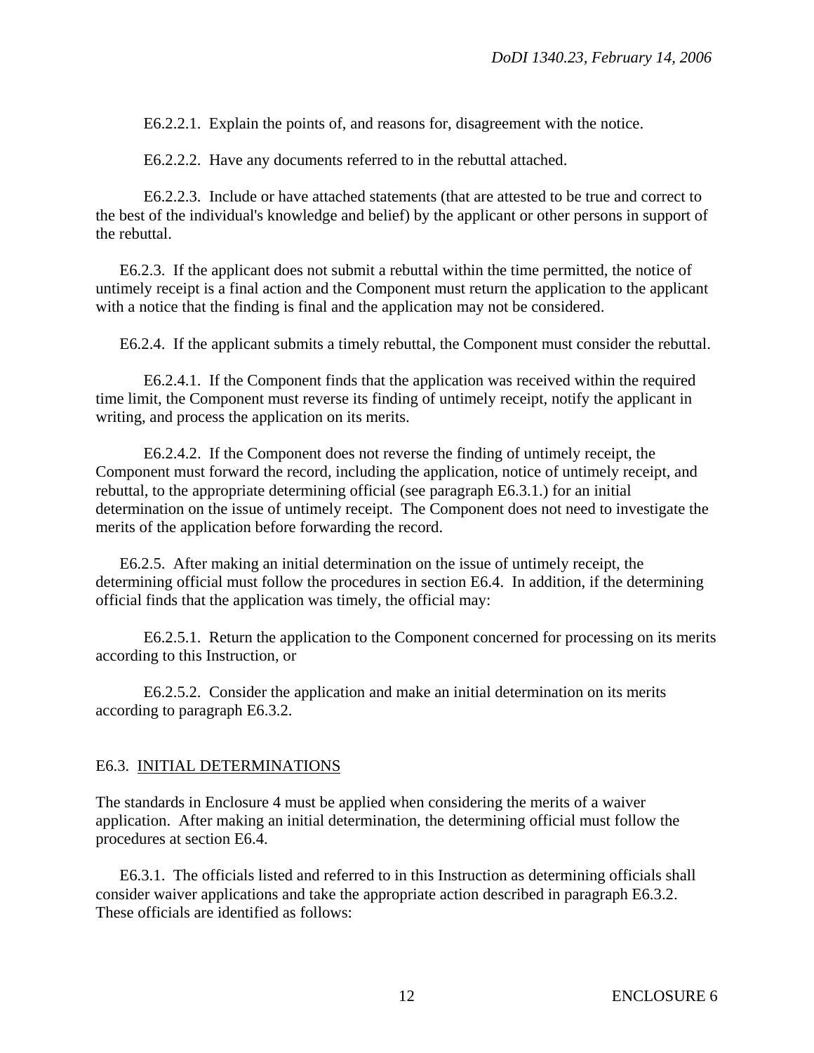E6.2.2.1. Explain the points of, and reasons for, disagreement with the notice.

E6.2.2.2. Have any documents referred to in the rebuttal attached.

E6.2.2.3. Include or have attached statements (that are attested to be true and correct to the best of the individual's knowledge and belief) by the applicant or other persons in support of the rebuttal.

E6.2.3. If the applicant does not submit a rebuttal within the time permitted, the notice of untimely receipt is a final action and the Component must return the application to the applicant with a notice that the finding is final and the application may not be considered.

E6.2.4. If the applicant submits a timely rebuttal, the Component must consider the rebuttal.

E6.2.4.1. If the Component finds that the application was received within the required time limit, the Component must reverse its finding of untimely receipt, notify the applicant in writing, and process the application on its merits.

E6.2.4.2. If the Component does not reverse the finding of untimely receipt, the Component must forward the record, including the application, notice of untimely receipt, and rebuttal, to the appropriate determining official (see paragraph E6.3.1.) for an initial determination on the issue of untimely receipt. The Component does not need to investigate the merits of the application before forwarding the record.

E6.2.5. After making an initial determination on the issue of untimely receipt, the determining official must follow the procedures in section E6.4. In addition, if the determining official finds that the application was timely, the official may:

E6.2.5.1. Return the application to the Component concerned for processing on its merits according to this Instruction, or

E6.2.5.2. Consider the application and make an initial determination on its merits according to paragraph E6.3.2.

## E6.3. INITIAL DETERMINATIONS

The standards in Enclosure 4 must be applied when considering the merits of a waiver application. After making an initial determination, the determining official must follow the procedures at section E6.4.

E6.3.1. The officials listed and referred to in this Instruction as determining officials shall consider waiver applications and take the appropriate action described in paragraph E6.3.2. These officials are identified as follows: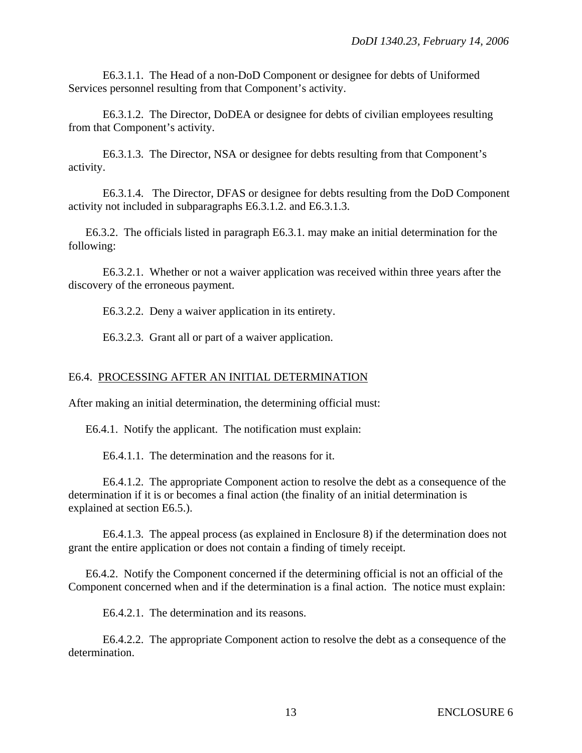E6.3.1.1. The Head of a non-DoD Component or designee for debts of Uniformed Services personnel resulting from that Component's activity.

E6.3.1.2. The Director, DoDEA or designee for debts of civilian employees resulting from that Component's activity.

E6.3.1.3. The Director, NSA or designee for debts resulting from that Component's activity.

E6.3.1.4. The Director, DFAS or designee for debts resulting from the DoD Component activity not included in subparagraphs E6.3.1.2. and E6.3.1.3.

E6.3.2. The officials listed in paragraph E6.3.1. may make an initial determination for the following:

E6.3.2.1. Whether or not a waiver application was received within three years after the discovery of the erroneous payment.

E6.3.2.2. Deny a waiver application in its entirety.

E6.3.2.3. Grant all or part of a waiver application.

## E6.4. PROCESSING AFTER AN INITIAL DETERMINATION

After making an initial determination, the determining official must:

E6.4.1. Notify the applicant. The notification must explain:

E6.4.1.1. The determination and the reasons for it.

E6.4.1.2. The appropriate Component action to resolve the debt as a consequence of the determination if it is or becomes a final action (the finality of an initial determination is explained at section E6.5.).

E6.4.1.3. The appeal process (as explained in Enclosure 8) if the determination does not grant the entire application or does not contain a finding of timely receipt.

E6.4.2. Notify the Component concerned if the determining official is not an official of the Component concerned when and if the determination is a final action. The notice must explain:

E6.4.2.1. The determination and its reasons.

E6.4.2.2. The appropriate Component action to resolve the debt as a consequence of the determination.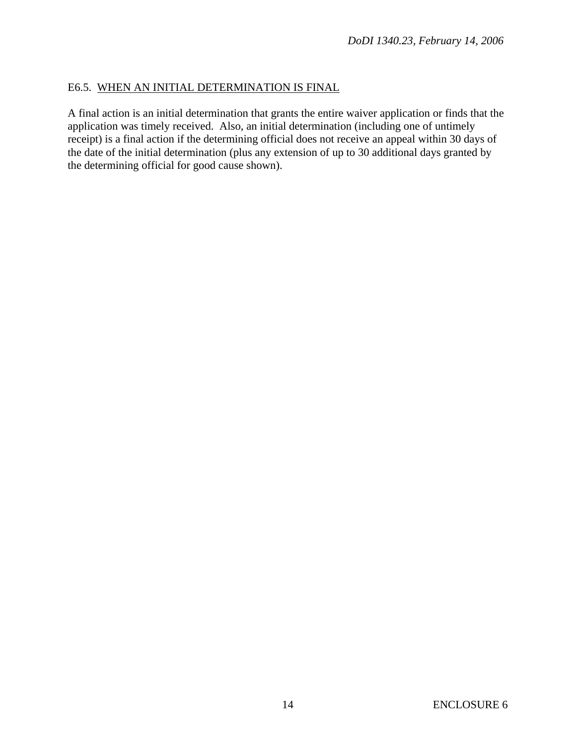E6.5. <u>WHEN AN INITIAL DETERMINATION IS FINAL</u>

A final action is an initial determination that grants the entire waiver application or finds that the application was timely received. Also, an initial determination (including one of untimely receipt) is a final action if the determining official does not receive an appeal within 30 days of the date of the initial determination (plus any extension of up to 30 additional days granted by the determining official for good cause shown).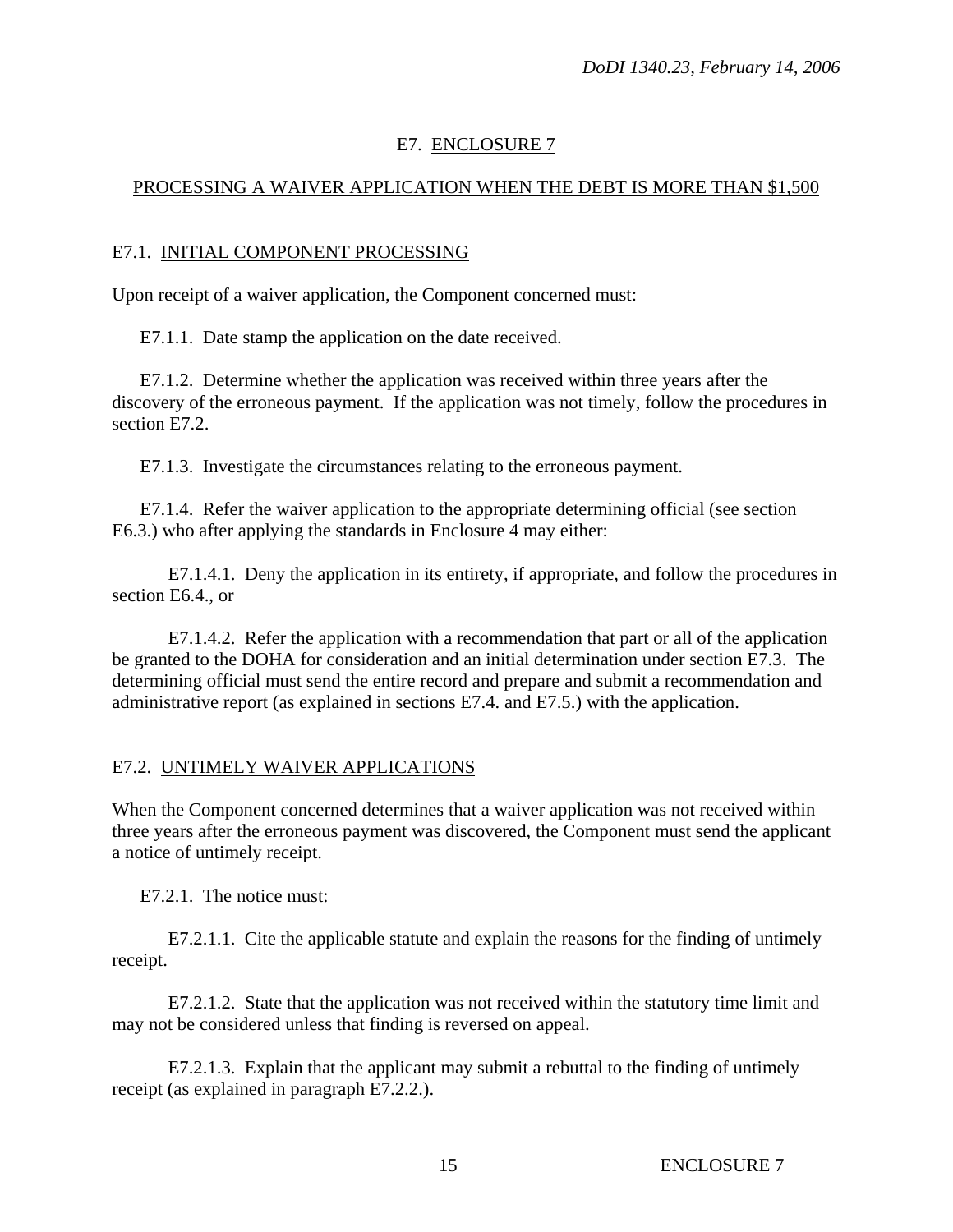## E7. ENCLOSURE 7

## PROCESSING A WAIVER APPLICATION WHEN THE DEBT IS MORE THAN $1,500

### E7.1. INITIAL COMPONENT PROCESSING

Upon receipt of a waiver application, the Component concerned must:

E7.1.1. Date stamp the application on the date received.

E7.1.2. Determine whether the application was received within three years after the discovery of the erroneous payment. If the application was not timely, follow the procedures in section E7.2.

E7.1.3. Investigate the circumstances relating to the erroneous payment.

E7.1.4. Refer the waiver application to the appropriate determining official (see section E6.3.) who after applying the standards in Enclosure 4 may either:

E7.1.4.1. Deny the application in its entirety, if appropriate, and follow the procedures in section E6.4., or

E7.1.4.2. Refer the application with a recommendation that part or all of the application be granted to the DOHA for consideration and an initial determination under section E7.3. The determining official must send the entire record and prepare and submit a recommendation and administrative report (as explained in sections E7.4. and E7.5.) with the application.

### E7.2. UNTIMELY WAIVER APPLICATIONS

When the Component concerned determines that a waiver application was not received within three years after the erroneous payment was discovered, the Component must send the applicant a notice of untimely receipt.

E7.2.1. The notice must:

E7.2.1.1. Cite the applicable statute and explain the reasons for the finding of untimely receipt.

E7.2.1.2. State that the application was not received within the statutory time limit and may not be considered unless that finding is reversed on appeal.

E7.2.1.3. Explain that the applicant may submit a rebuttal to the finding of untimely receipt (as explained in paragraph E7.2.2.).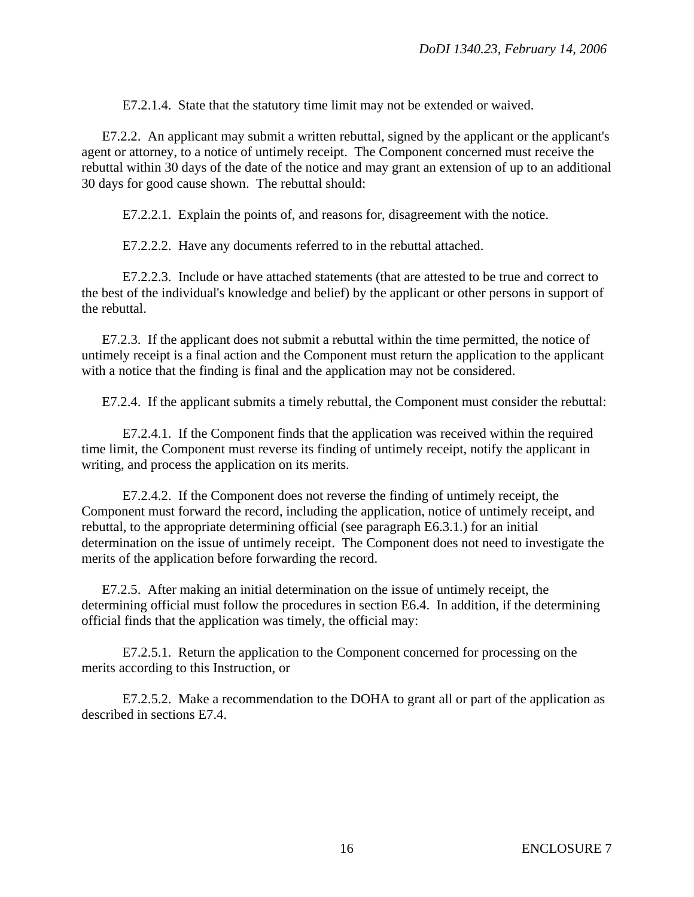E7.2.1.4. State that the statutory time limit may not be extended or waived.

E7.2.2. An applicant may submit a written rebuttal, signed by the applicant or the applicant's agent or attorney, to a notice of untimely receipt. The Component concerned must receive the rebuttal within 30 days of the date of the notice and may grant an extension of up to an additional 30 days for good cause shown. The rebuttal should:

E7.2.2.1. Explain the points of, and reasons for, disagreement with the notice.

E7.2.2.2. Have any documents referred to in the rebuttal attached.

E7.2.2.3. Include or have attached statements (that are attested to be true and correct to the best of the individual's knowledge and belief) by the applicant or other persons in support of the rebuttal.

E7.2.3. If the applicant does not submit a rebuttal within the time permitted, the notice of untimely receipt is a final action and the Component must return the application to the applicant with a notice that the finding is final and the application may not be considered.

E7.2.4. If the applicant submits a timely rebuttal, the Component must consider the rebuttal:

E7.2.4.1. If the Component finds that the application was received within the required time limit, the Component must reverse its finding of untimely receipt, notify the applicant in writing, and process the application on its merits.

E7.2.4.2. If the Component does not reverse the finding of untimely receipt, the Component must forward the record, including the application, notice of untimely receipt, and rebuttal, to the appropriate determining official (see paragraph E6.3.1.) for an initial determination on the issue of untimely receipt. The Component does not need to investigate the merits of the application before forwarding the record.

E7.2.5. After making an initial determination on the issue of untimely receipt, the determining official must follow the procedures in section E6.4. In addition, if the determining official finds that the application was timely, the official may:

E7.2.5.1. Return the application to the Component concerned for processing on the merits according to this Instruction, or

E7.2.5.2. Make a recommendation to the DOHA to grant all or part of the application as described in sections E7.4.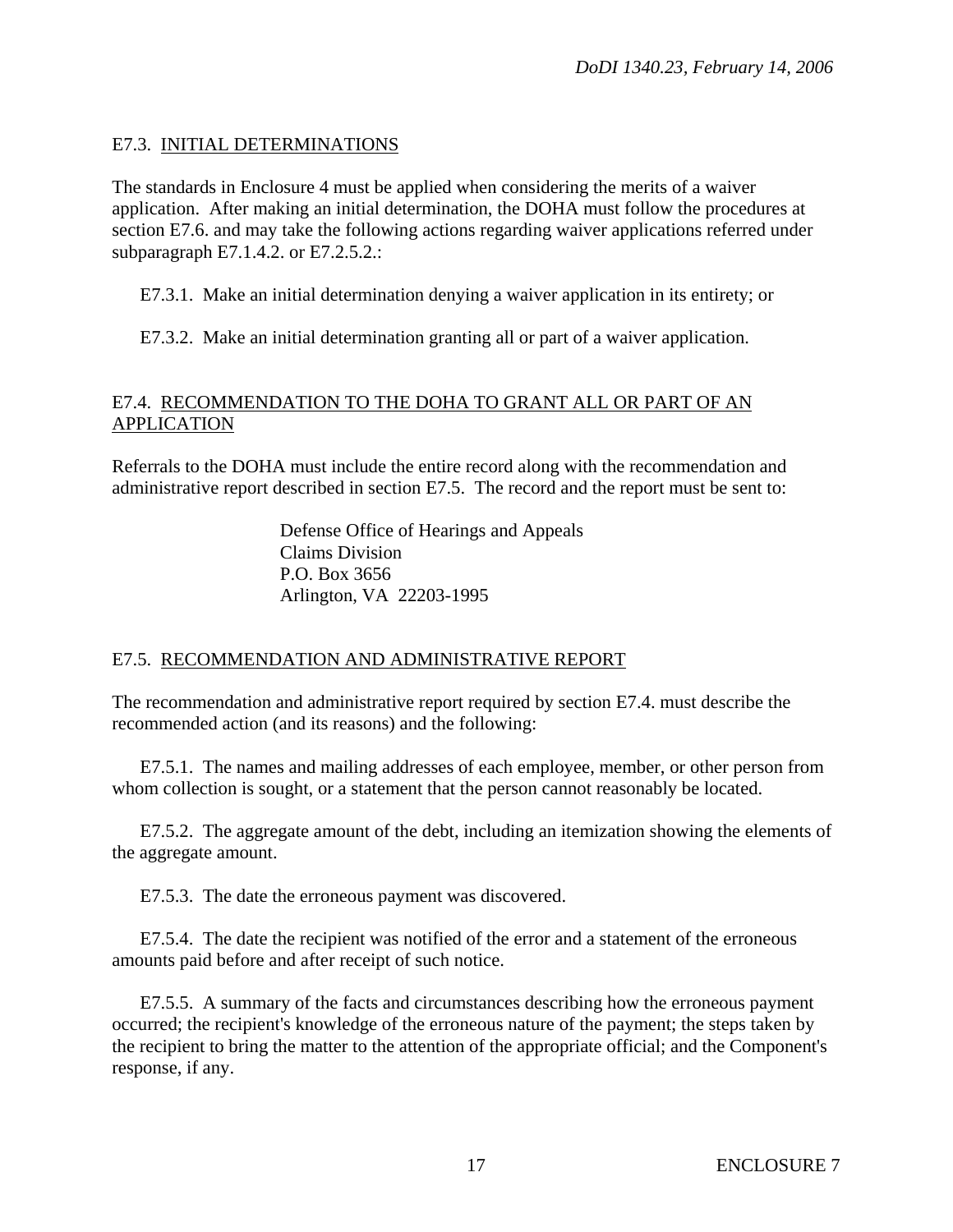## E7.3. <u>INITIAL DETERMINATIONS</u>

The standards in Enclosure 4 must be applied when considering the merits of a waiver application. After making an initial determination, the DOHA must follow the procedures at section E7.6. and may take the following actions regarding waiver applications referred under subparagraph E7.1.4.2. or E7.2.5.2.:

E7.3.1. Make an initial determination denying a waiver application in its entirety; or

E7.3.2. Make an initial determination granting all or part of a waiver application.

## E7.4. <u>RECOMMENDATION TO THE DOHA TO GRANT ALL OR PART OF AN APPLICATION</u>

Referrals to the DOHA must include the entire record along with the recommendation and administrative report described in section E7.5. The record and the report must be sent to:

Defense Office of Hearings and Appeals
Claims Division
P.O. Box 3656
Arlington, VA 22203-1995

## E7.5. <u>RECOMMENDATION AND ADMINISTRATIVE REPORT</u>

The recommendation and administrative report required by section E7.4. must describe the recommended action (and its reasons) and the following:

E7.5.1. The names and mailing addresses of each employee, member, or other person from whom collection is sought, or a statement that the person cannot reasonably be located.

E7.5.2. The aggregate amount of the debt, including an itemization showing the elements of the aggregate amount.

E7.5.3. The date the erroneous payment was discovered.

E7.5.4. The date the recipient was notified of the error and a statement of the erroneous amounts paid before and after receipt of such notice.

E7.5.5. A summary of the facts and circumstances describing how the erroneous payment occurred; the recipient's knowledge of the erroneous nature of the payment; the steps taken by the recipient to bring the matter to the attention of the appropriate official; and the Component's response, if any.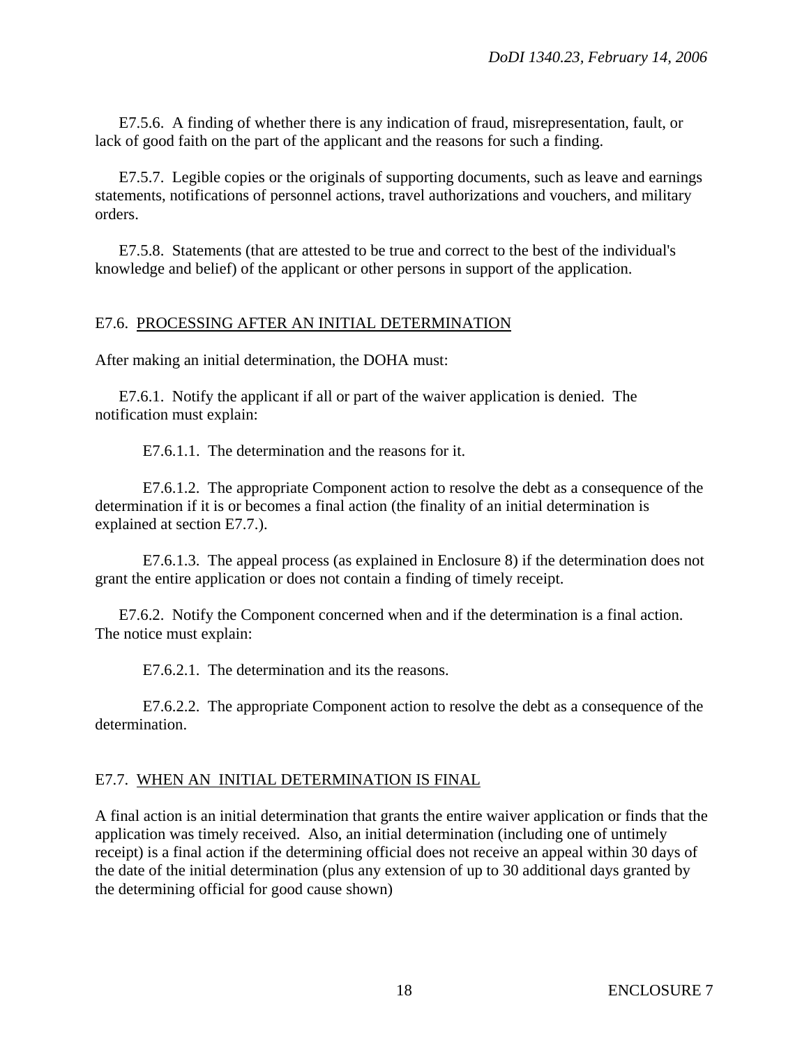E7.5.6. A finding of whether there is any indication of fraud, misrepresentation, fault, or lack of good faith on the part of the applicant and the reasons for such a finding.

E7.5.7. Legible copies or the originals of supporting documents, such as leave and earnings statements, notifications of personnel actions, travel authorizations and vouchers, and military orders.

E7.5.8. Statements (that are attested to be true and correct to the best of the individual's knowledge and belief) of the applicant or other persons in support of the application.

## E7.6. PROCESSING AFTER AN INITIAL DETERMINATION

After making an initial determination, the DOHA must:

E7.6.1. Notify the applicant if all or part of the waiver application is denied. The notification must explain:

E7.6.1.1. The determination and the reasons for it.

E7.6.1.2. The appropriate Component action to resolve the debt as a consequence of the determination if it is or becomes a final action (the finality of an initial determination is explained at section E7.7.).

E7.6.1.3. The appeal process (as explained in Enclosure 8) if the determination does not grant the entire application or does not contain a finding of timely receipt.

E7.6.2. Notify the Component concerned when and if the determination is a final action. The notice must explain:

E7.6.2.1. The determination and its the reasons.

E7.6.2.2. The appropriate Component action to resolve the debt as a consequence of the determination.

## E7.7. WHEN AN INITIAL DETERMINATION IS FINAL

A final action is an initial determination that grants the entire waiver application or finds that the application was timely received. Also, an initial determination (including one of untimely receipt) is a final action if the determining official does not receive an appeal within 30 days of the date of the initial determination (plus any extension of up to 30 additional days granted by the determining official for good cause shown)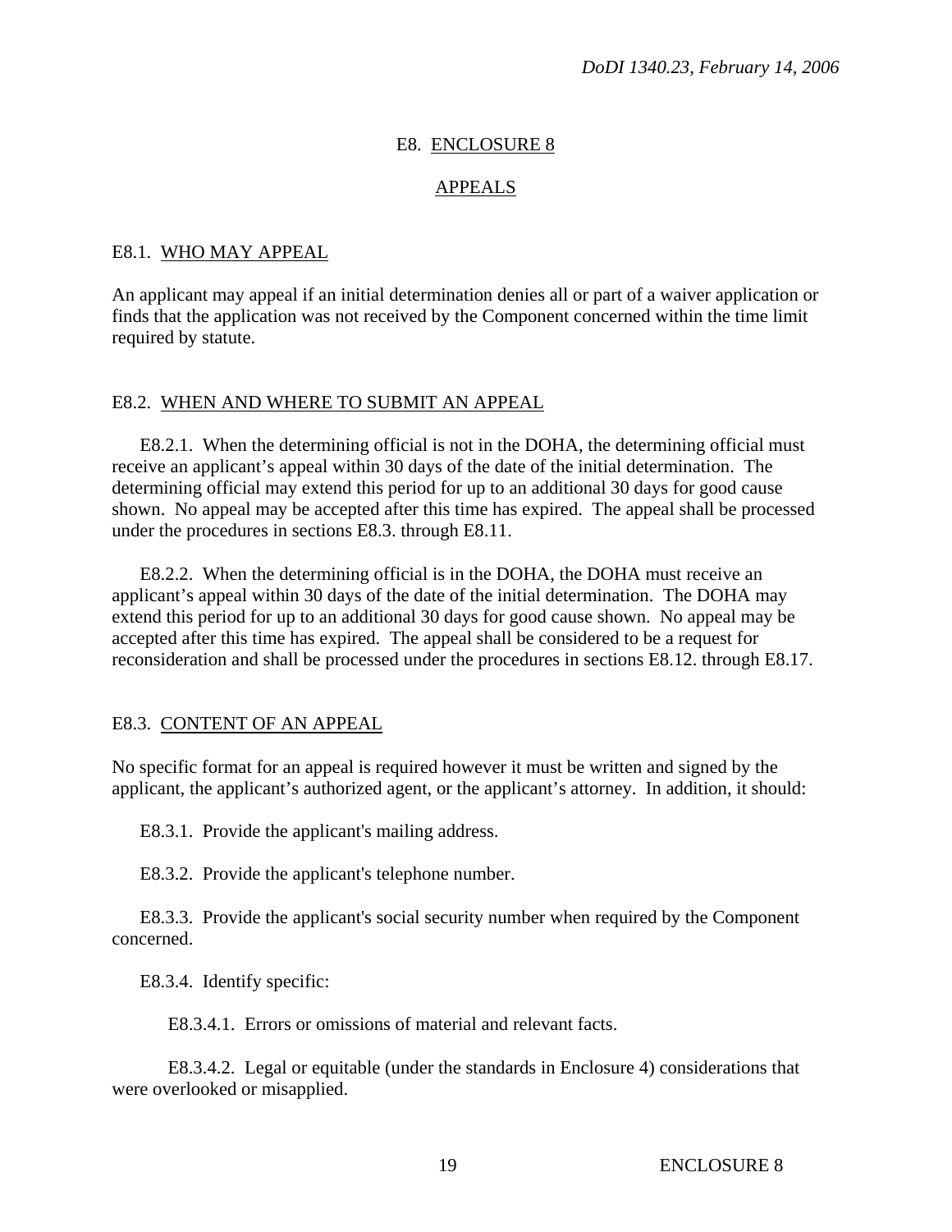# E8. ENCLOSURE 8

## APPEALS

### E8.1. WHO MAY APPEAL

An applicant may appeal if an initial determination denies all or part of a waiver application or finds that the application was not received by the Component concerned within the time limit required by statute.

### E8.2. WHEN AND WHERE TO SUBMIT AN APPEAL

E8.2.1. When the determining official is not in the DOHA, the determining official must receive an applicant's appeal within 30 days of the date of the initial determination. The determining official may extend this period for up to an additional 30 days for good cause shown. No appeal may be accepted after this time has expired. The appeal shall be processed under the procedures in sections E8.3. through E8.11.

E8.2.2. When the determining official is in the DOHA, the DOHA must receive an applicant's appeal within 30 days of the date of the initial determination. The DOHA may extend this period for up to an additional 30 days for good cause shown. No appeal may be accepted after this time has expired. The appeal shall be considered to be a request for reconsideration and shall be processed under the procedures in sections E8.12. through E8.17.

### E8.3. CONTENT OF AN APPEAL

No specific format for an appeal is required however it must be written and signed by the applicant, the applicant's authorized agent, or the applicant's attorney. In addition, it should:

E8.3.1. Provide the applicant's mailing address.

E8.3.2. Provide the applicant's telephone number.

E8.3.3. Provide the applicant's social security number when required by the Component concerned.

E8.3.4. Identify specific:

E8.3.4.1. Errors or omissions of material and relevant facts.

E8.3.4.2. Legal or equitable (under the standards in Enclosure 4) considerations that were overlooked or misapplied.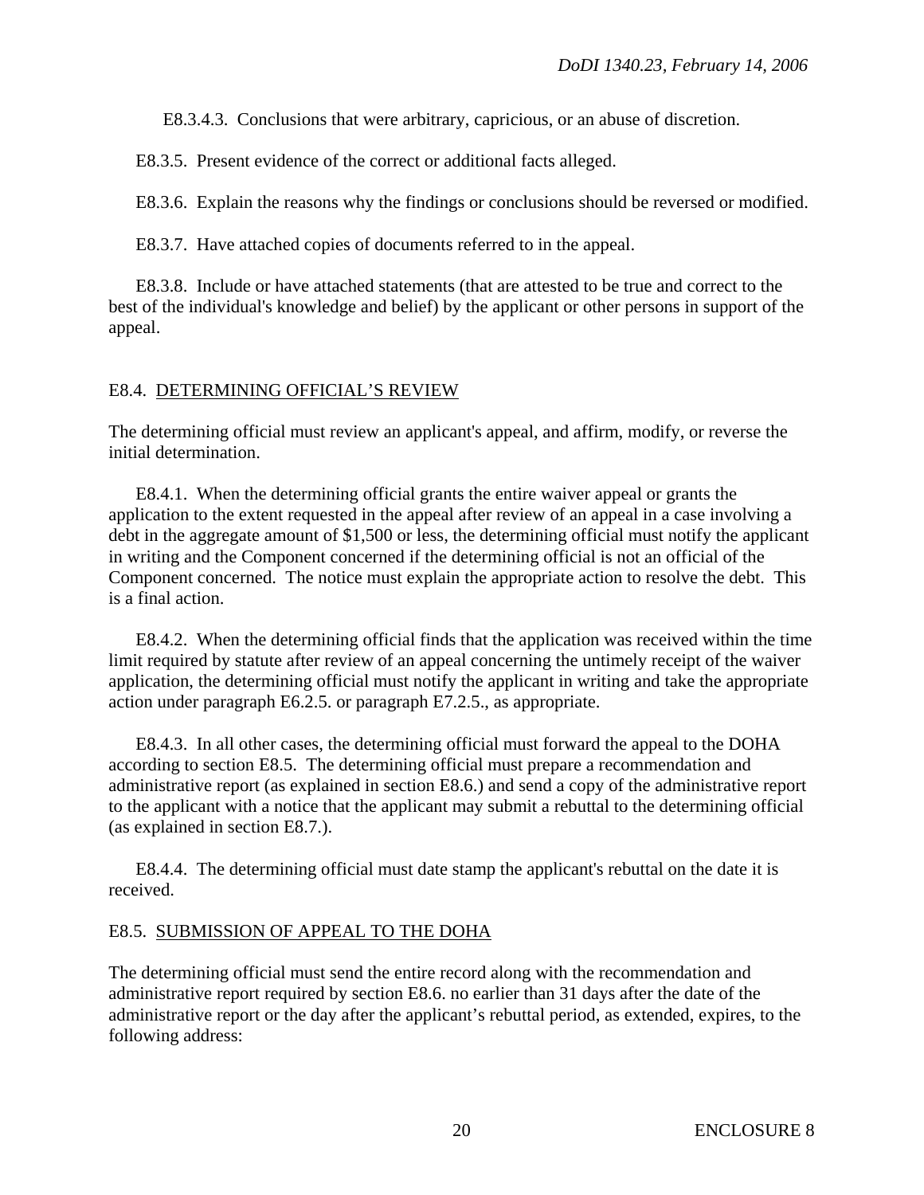E8.3.4.3. Conclusions that were arbitrary, capricious, or an abuse of discretion.

E8.3.5. Present evidence of the correct or additional facts alleged.

E8.3.6. Explain the reasons why the findings or conclusions should be reversed or modified.

E8.3.7. Have attached copies of documents referred to in the appeal.

E8.3.8. Include or have attached statements (that are attested to be true and correct to the best of the individual's knowledge and belief) by the applicant or other persons in support of the appeal.

## E8.4. DETERMINING OFFICIAL'S REVIEW

The determining official must review an applicant's appeal, and affirm, modify, or reverse the initial determination.

E8.4.1. When the determining official grants the entire waiver appeal or grants the application to the extent requested in the appeal after review of an appeal in a case involving a debt in the aggregate amount of $1,500 or less, the determining official must notify the applicant in writing and the Component concerned if the determining official is not an official of the Component concerned. The notice must explain the appropriate action to resolve the debt. This is a final action.

E8.4.2. When the determining official finds that the application was received within the time limit required by statute after review of an appeal concerning the untimely receipt of the waiver application, the determining official must notify the applicant in writing and take the appropriate action under paragraph E6.2.5. or paragraph E7.2.5., as appropriate.

E8.4.3. In all other cases, the determining official must forward the appeal to the DOHA according to section E8.5. The determining official must prepare a recommendation and administrative report (as explained in section E8.6.) and send a copy of the administrative report to the applicant with a notice that the applicant may submit a rebuttal to the determining official (as explained in section E8.7.).

E8.4.4. The determining official must date stamp the applicant's rebuttal on the date it is received.

## E8.5. SUBMISSION OF APPEAL TO THE DOHA

The determining official must send the entire record along with the recommendation and administrative report required by section E8.6. no earlier than 31 days after the date of the administrative report or the day after the applicant's rebuttal period, as extended, expires, to the following address: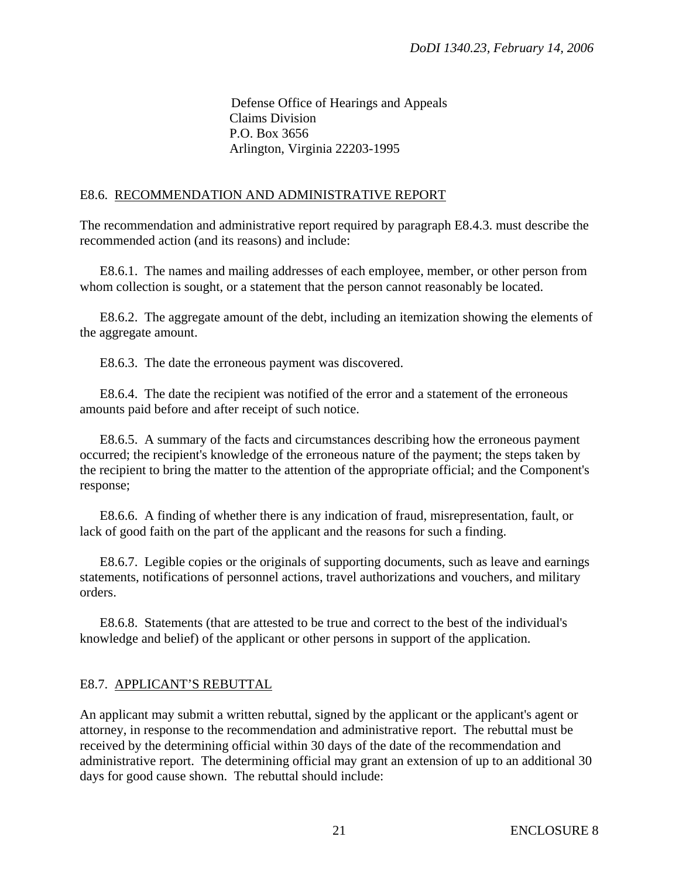Defense Office of Hearings and Appeals
Claims Division
P.O. Box 3656
Arlington, Virginia 22203-1995

## E8.6. RECOMMENDATION AND ADMINISTRATIVE REPORT

The recommendation and administrative report required by paragraph E8.4.3. must describe the recommended action (and its reasons) and include:

E8.6.1. The names and mailing addresses of each employee, member, or other person from whom collection is sought, or a statement that the person cannot reasonably be located.

E8.6.2. The aggregate amount of the debt, including an itemization showing the elements of the aggregate amount.

E8.6.3. The date the erroneous payment was discovered.

E8.6.4. The date the recipient was notified of the error and a statement of the erroneous amounts paid before and after receipt of such notice.

E8.6.5. A summary of the facts and circumstances describing how the erroneous payment occurred; the recipient's knowledge of the erroneous nature of the payment; the steps taken by the recipient to bring the matter to the attention of the appropriate official; and the Component's response;

E8.6.6. A finding of whether there is any indication of fraud, misrepresentation, fault, or lack of good faith on the part of the applicant and the reasons for such a finding.

E8.6.7. Legible copies or the originals of supporting documents, such as leave and earnings statements, notifications of personnel actions, travel authorizations and vouchers, and military orders.

E8.6.8. Statements (that are attested to be true and correct to the best of the individual's knowledge and belief) of the applicant or other persons in support of the application.

## E8.7. APPLICANT'S REBUTTAL

An applicant may submit a written rebuttal, signed by the applicant or the applicant's agent or attorney, in response to the recommendation and administrative report. The rebuttal must be received by the determining official within 30 days of the date of the recommendation and administrative report. The determining official may grant an extension of up to an additional 30 days for good cause shown. The rebuttal should include: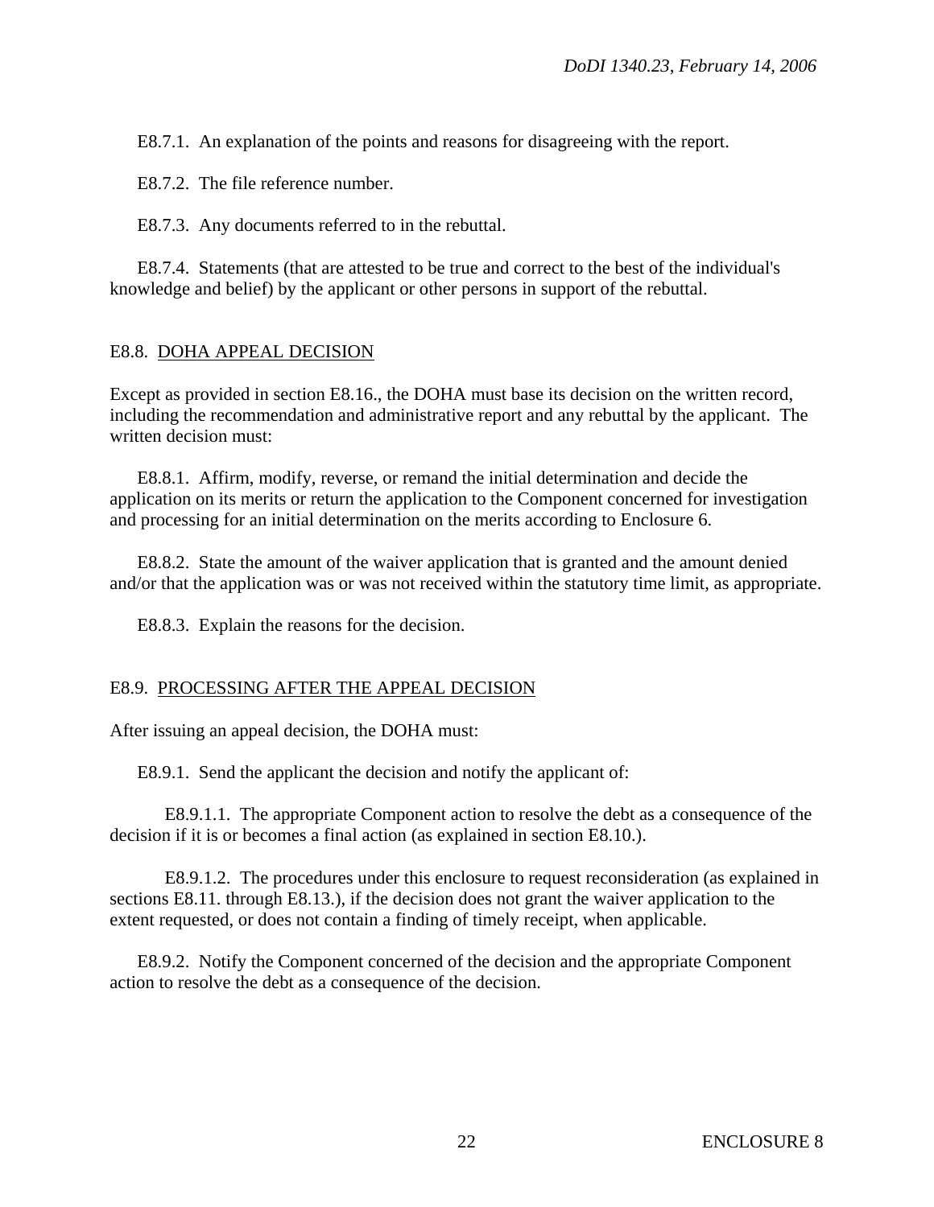E8.7.1. An explanation of the points and reasons for disagreeing with the report.

E8.7.2. The file reference number.

E8.7.3. Any documents referred to in the rebuttal.

E8.7.4. Statements (that are attested to be true and correct to the best of the individual's knowledge and belief) by the applicant or other persons in support of the rebuttal.

## E8.8. DOHA APPEAL DECISION

Except as provided in section E8.16., the DOHA must base its decision on the written record, including the recommendation and administrative report and any rebuttal by the applicant. The written decision must:

E8.8.1. Affirm, modify, reverse, or remand the initial determination and decide the application on its merits or return the application to the Component concerned for investigation and processing for an initial determination on the merits according to Enclosure 6.

E8.8.2. State the amount of the waiver application that is granted and the amount denied and/or that the application was or was not received within the statutory time limit, as appropriate.

E8.8.3. Explain the reasons for the decision.

## E8.9. PROCESSING AFTER THE APPEAL DECISION

After issuing an appeal decision, the DOHA must:

E8.9.1. Send the applicant the decision and notify the applicant of:

E8.9.1.1. The appropriate Component action to resolve the debt as a consequence of the decision if it is or becomes a final action (as explained in section E8.10.).

E8.9.1.2. The procedures under this enclosure to request reconsideration (as explained in sections E8.11. through E8.13.), if the decision does not grant the waiver application to the extent requested, or does not contain a finding of timely receipt, when applicable.

E8.9.2. Notify the Component concerned of the decision and the appropriate Component action to resolve the debt as a consequence of the decision.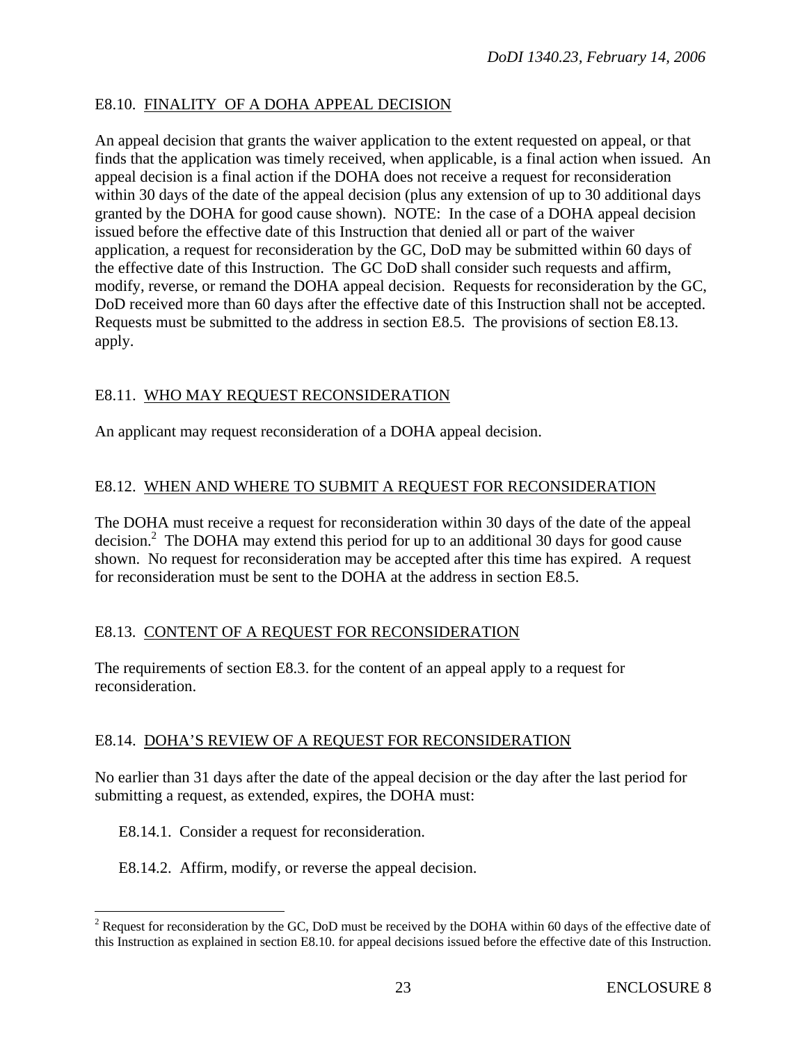## E8.10. FINALITY OF A DOHA APPEAL DECISION

An appeal decision that grants the waiver application to the extent requested on appeal, or that finds that the application was timely received, when applicable, is a final action when issued. An appeal decision is a final action if the DOHA does not receive a request for reconsideration within 30 days of the date of the appeal decision (plus any extension of up to 30 additional days granted by the DOHA for good cause shown). NOTE: In the case of a DOHA appeal decision issued before the effective date of this Instruction that denied all or part of the waiver application, a request for reconsideration by the GC, DoD may be submitted within 60 days of the effective date of this Instruction. The GC DoD shall consider such requests and affirm, modify, reverse, or remand the DOHA appeal decision. Requests for reconsideration by the GC, DoD received more than 60 days after the effective date of this Instruction shall not be accepted. Requests must be submitted to the address in section E8.5. The provisions of section E8.13. apply.

## E8.11. WHO MAY REQUEST RECONSIDERATION

An applicant may request reconsideration of a DOHA appeal decision.

## E8.12. WHEN AND WHERE TO SUBMIT A REQUEST FOR RECONSIDERATION

The DOHA must receive a request for reconsideration within 30 days of the date of the appeal decision.[2] The DOHA may extend this period for up to an additional 30 days for good cause shown. No request for reconsideration may be accepted after this time has expired. A request for reconsideration must be sent to the DOHA at the address in section E8.5.

## E8.13. CONTENT OF A REQUEST FOR RECONSIDERATION

The requirements of section E8.3. for the content of an appeal apply to a request for reconsideration.

## E8.14. DOHA'S REVIEW OF A REQUEST FOR RECONSIDERATION

No earlier than 31 days after the date of the appeal decision or the day after the last period for submitting a request, as extended, expires, the DOHA must:

E8.14.1. Consider a request for reconsideration.

E8.14.2. Affirm, modify, or reverse the appeal decision.

---

[2] Request for reconsideration by the GC, DoD must be received by the DOHA within 60 days of the effective date of this Instruction as explained in section E8.10. for appeal decisions issued before the effective date of this Instruction.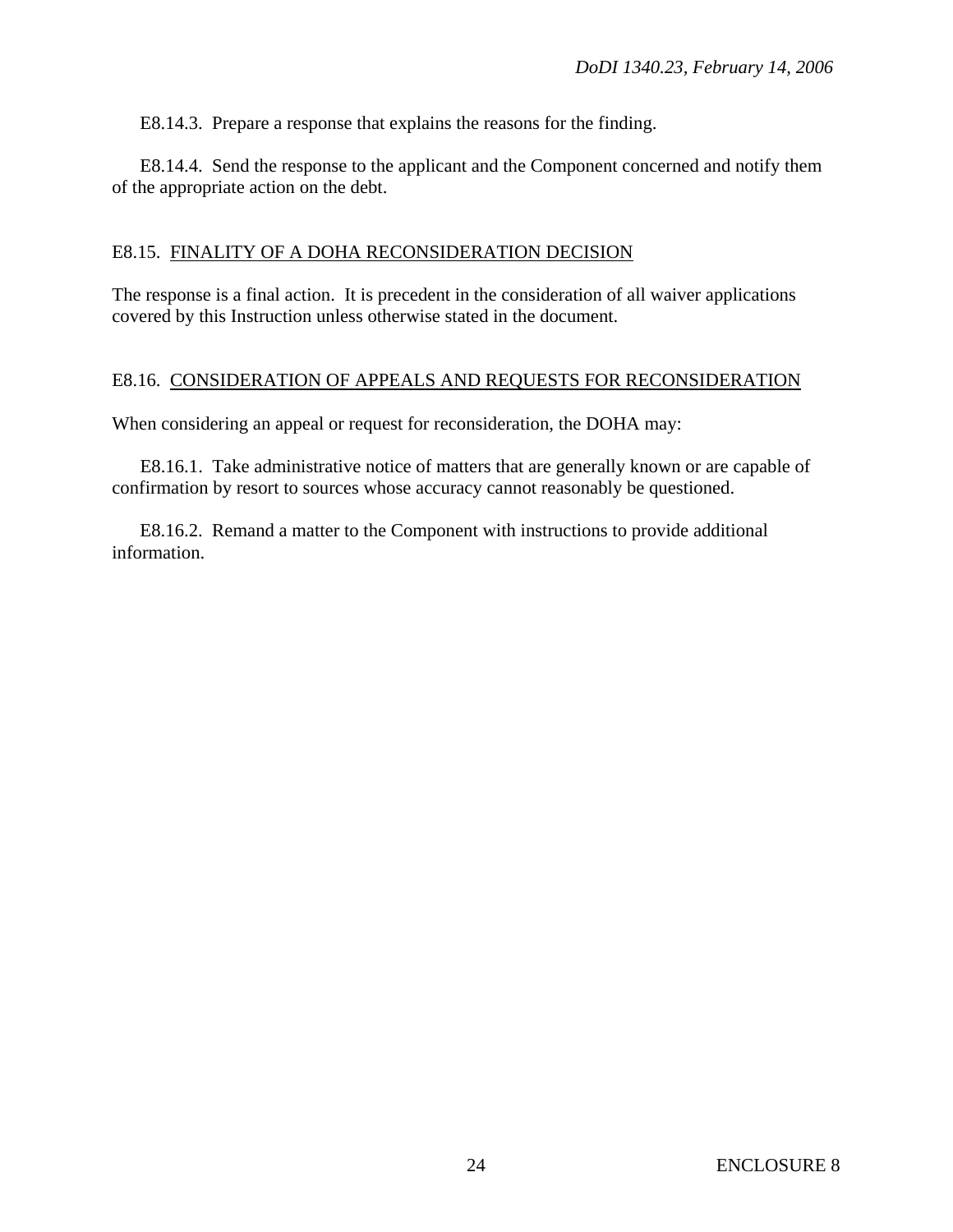E8.14.3. Prepare a response that explains the reasons for the finding.

E8.14.4. Send the response to the applicant and the Component concerned and notify them of the appropriate action on the debt.

## E8.15. FINALITY OF A DOHA RECONSIDERATION DECISION

The response is a final action. It is precedent in the consideration of all waiver applications covered by this Instruction unless otherwise stated in the document.

## E8.16. CONSIDERATION OF APPEALS AND REQUESTS FOR RECONSIDERATION

When considering an appeal or request for reconsideration, the DOHA may:

E8.16.1. Take administrative notice of matters that are generally known or are capable of confirmation by resort to sources whose accuracy cannot reasonably be questioned.

E8.16.2. Remand a matter to the Component with instructions to provide additional information.